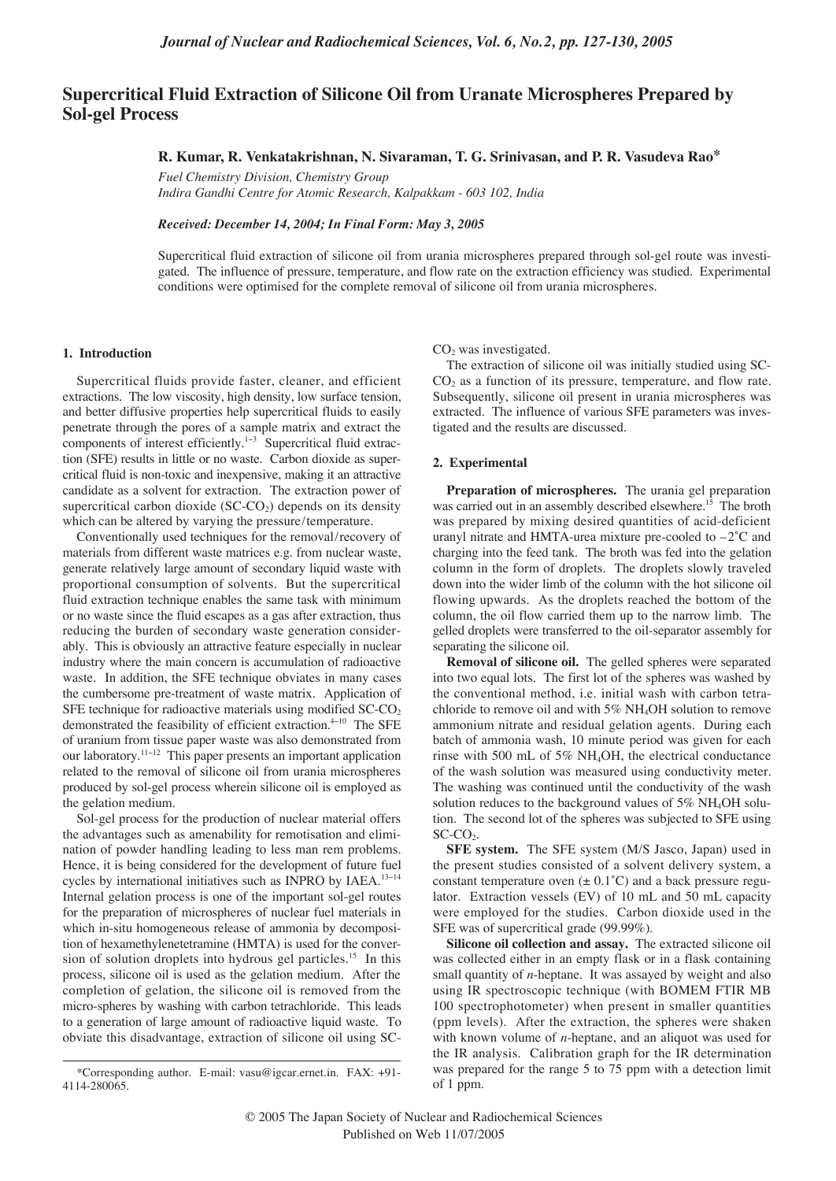# Supercritical Fluid Extraction of Silicone Oil from Uranate Microspheres Prepared by Sol-gel Process

**R. Kumar, R. Venkatakrishnan, N. Sivaraman, T. G. Srinivasan, and P. R. Vasudeva Rao***

*Fuel Chemistry Division, Chemistry Group*
*Indira Gandhi Centre for Atomic Research, Kalpakkam - 603 102, India*

*Received: December 14, 2004; In Final Form: May 3, 2005*

Supercritical fluid extraction of silicone oil from urania microspheres prepared through sol-gel route was investigated. The influence of pressure, temperature, and flow rate on the extraction efficiency was studied. Experimental conditions were optimised for the complete removal of silicone oil from urania microspheres.

## 1. Introduction

Supercritical fluids provide faster, cleaner, and efficient extractions. The low viscosity, high density, low surface tension, and better diffusive properties help supercritical fluids to easily penetrate through the pores of a sample matrix and extract the components of interest efficiently.[1–3] Supercritical fluid extraction (SFE) results in little or no waste. Carbon dioxide as supercritical fluid is non-toxic and inexpensive, making it an attractive candidate as a solvent for extraction. The extraction power of supercritical carbon dioxide (SC-$CO_2$) depends on its density which can be altered by varying the pressure/temperature.

Conventionally used techniques for the removal/recovery of materials from different waste matrices e.g. from nuclear waste, generate relatively large amount of secondary liquid waste with proportional consumption of solvents. But the supercritical fluid extraction technique enables the same task with minimum or no waste since the fluid escapes as a gas after extraction, thus reducing the burden of secondary waste generation considerably. This is obviously an attractive feature especially in nuclear industry where the main concern is accumulation of radioactive waste. In addition, the SFE technique obviates in many cases the cumbersome pre-treatment of waste matrix. Application of SFE technique for radioactive materials using modified SC-$CO_2$ demonstrated the feasibility of efficient extraction.[4–10] The SFE of uranium from tissue paper waste was also demonstrated from our laboratory.[11–12] This paper presents an important application related to the removal of silicone oil from urania microspheres produced by sol-gel process wherein silicone oil is employed as the gelation medium.

Sol-gel process for the production of nuclear material offers the advantages such as amenability for remotisation and elimination of powder handling leading to less man rem problems. Hence, it is being considered for the development of future fuel cycles by international initiatives such as INPRO by IAEA.[13–14] Internal gelation process is one of the important sol-gel routes for the preparation of microspheres of nuclear fuel materials in which in-situ homogeneous release of ammonia by decomposition of hexamethylenetetramine (HMTA) is used for the conversion of solution droplets into hydrous gel particles.[15] In this process, silicone oil is used as the gelation medium. After the completion of gelation, the silicone oil is removed from the micro-spheres by washing with carbon tetrachloride. This leads to a generation of large amount of radioactive liquid waste. To obviate this disadvantage, extraction of silicone oil using SC-$CO_2$ was investigated.

The extraction of silicone oil was initially studied using SC-$CO_2$ as a function of its pressure, temperature, and flow rate. Subsequently, silicone oil present in urania microspheres was extracted. The influence of various SFE parameters was investigated and the results are discussed.

## 2. Experimental

**Preparation of microspheres.** The urania gel preparation was carried out in an assembly described elsewhere.[15] The broth was prepared by mixing desired quantities of acid-deficient uranyl nitrate and HMTA-urea mixture pre-cooled to –2˚C and charging into the feed tank. The broth was fed into the gelation column in the form of droplets. The droplets slowly traveled down into the wider limb of the column with the hot silicone oil flowing upwards. As the droplets reached the bottom of the column, the oil flow carried them up to the narrow limb. The gelled droplets were transferred to the oil-separator assembly for separating the silicone oil.

**Removal of silicone oil.** The gelled spheres were separated into two equal lots. The first lot of the spheres was washed by the conventional method, i.e. initial wash with carbon tetrachloride to remove oil and with 5% $NH_4OH$ solution to remove ammonium nitrate and residual gelation agents. During each batch of ammonia wash, 10 minute period was given for each rinse with 500 mL of 5% $NH_4OH$, the electrical conductance of the wash solution was measured using conductivity meter. The washing was continued until the conductivity of the wash solution reduces to the background values of 5% $NH_4OH$ solution. The second lot of the spheres was subjected to SFE using SC-$CO_2$.

**SFE system.** The SFE system (M/S Jasco, Japan) used in the present studies consisted of a solvent delivery system, a constant temperature oven (± 0.1˚C) and a back pressure regulator. Extraction vessels (EV) of 10 mL and 50 mL capacity were employed for the studies. Carbon dioxide used in the SFE was of supercritical grade (99.99%).

**Silicone oil collection and assay.** The extracted silicone oil was collected either in an empty flask or in a flask containing small quantity of *n*-heptane. It was assayed by weight and also using IR spectroscopic technique (with BOMEM FTIR MB 100 spectrophotometer) when present in smaller quantities (ppm levels). After the extraction, the spheres were shaken with known volume of *n*-heptane, and an aliquot was used for the IR analysis. Calibration graph for the IR determination was prepared for the range 5 to 75 ppm with a detection limit of 1 ppm.

*Corresponding author. E-mail: vasu@igcar.ernet.in. FAX: +91-4114-280065.

© 2005 The Japan Society of Nuclear and Radiochemical Sciences
Published on Web 11/07/2005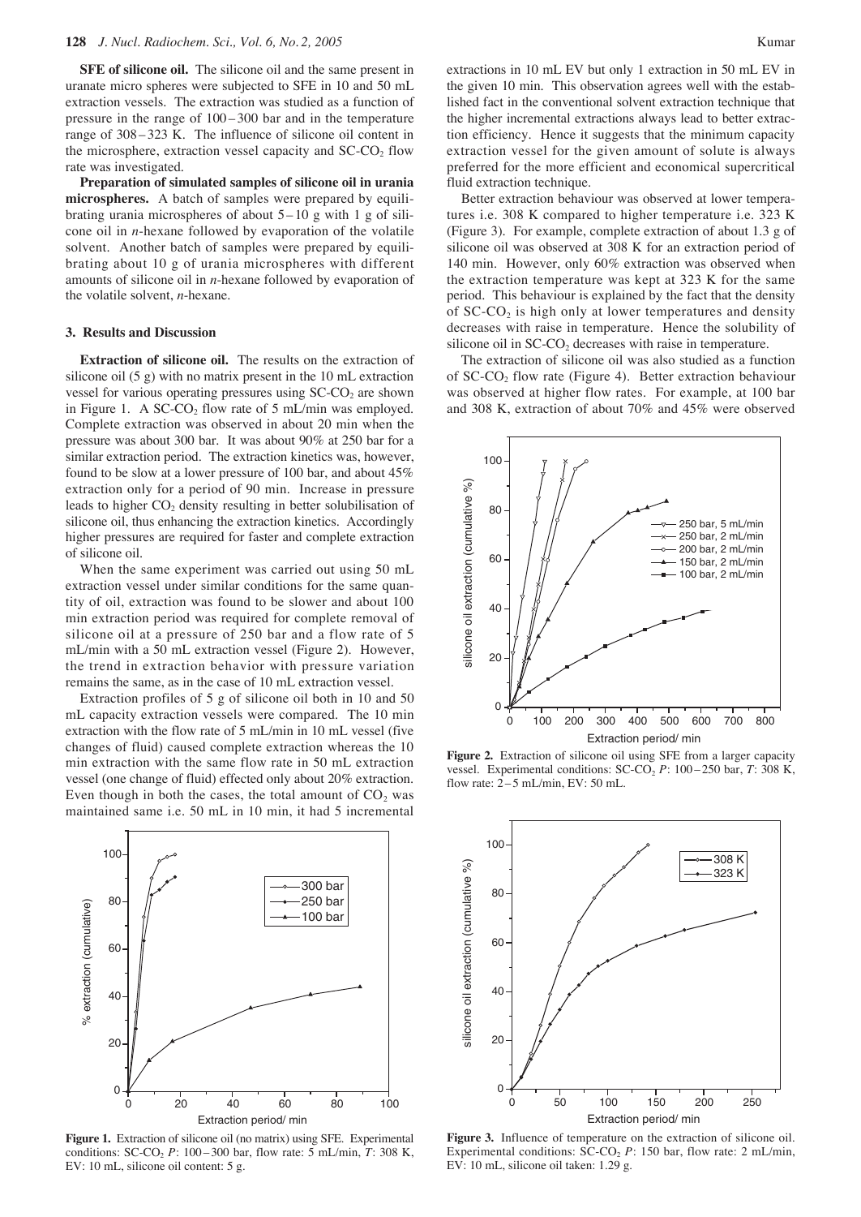**SFE of silicone oil.** The silicone oil and the same present in uranate micro spheres were subjected to SFE in 10 and 50 mL extraction vessels. The extraction was studied as a function of pressure in the range of 100 – 300 bar and in the temperature range of 308 – 323 K. The influence of silicone oil content in the microsphere, extraction vessel capacity and SC-$CO_2$ flow rate was investigated.

**Preparation of simulated samples of silicone oil in urania microspheres.** A batch of samples were prepared by equilibrating urania microspheres of about 5 – 10 g with 1 g of silicone oil in *n*-hexane followed by evaporation of the volatile solvent. Another batch of samples were prepared by equilibrating about 10 g of urania microspheres with different amounts of silicone oil in *n*-hexane followed by evaporation of the volatile solvent, *n*-hexane.

### 3. Results and Discussion

**Extraction of silicone oil.** The results on the extraction of silicone oil (5 g) with no matrix present in the 10 mL extraction vessel for various operating pressures using SC-$CO_2$ are shown in Figure 1. A SC-$CO_2$ flow rate of 5 mL/min was employed. Complete extraction was observed in about 20 min when the pressure was about 300 bar. It was about 90% at 250 bar for a similar extraction period. The extraction kinetics was, however, found to be slow at a lower pressure of 100 bar, and about 45% extraction only for a period of 90 min. Increase in pressure leads to higher $CO_2$ density resulting in better solubilisation of silicone oil, thus enhancing the extraction kinetics. Accordingly higher pressures are required for faster and complete extraction of silicone oil.

When the same experiment was carried out using 50 mL extraction vessel under similar conditions for the same quantity of oil, extraction was found to be slower and about 100 min extraction period was required for complete removal of silicone oil at a pressure of 250 bar and a flow rate of 5 mL/min with a 50 mL extraction vessel (Figure 2). However, the trend in extraction behavior with pressure variation remains the same, as in the case of 10 mL extraction vessel.

Extraction profiles of 5 g of silicone oil both in 10 and 50 mL capacity extraction vessels were compared. The 10 min extraction with the flow rate of 5 mL/min in 10 mL vessel (five changes of fluid) caused complete extraction whereas the 10 min extraction with the same flow rate in 50 mL extraction vessel (one change of fluid) effected only about 20% extraction. Even though in both the cases, the total amount of $CO_2$ was maintained same i.e. 50 mL in 10 min, it had 5 incremental extractions in 10 mL EV but only 1 extraction in 50 mL EV in the given 10 min. This observation agrees well with the established fact in the conventional solvent extraction technique that the higher incremental extractions always lead to better extraction efficiency. Hence it suggests that the minimum capacity extraction vessel for the given amount of solute is always preferred for the more efficient and economical supercritical fluid extraction technique.

Better extraction behaviour was observed at lower temperatures i.e. 308 K compared to higher temperature i.e. 323 K (Figure 3). For example, complete extraction of about 1.3 g of silicone oil was observed at 308 K for an extraction period of 140 min. However, only 60% extraction was observed when the extraction temperature was kept at 323 K for the same period. This behaviour is explained by the fact that the density of SC-$CO_2$ is high only at lower temperatures and density decreases with raise in temperature. Hence the solubility of silicone oil in SC-$CO_2$ decreases with raise in temperature.

The extraction of silicone oil was also studied as a function of SC-$CO_2$ flow rate (Figure 4). Better extraction behaviour was observed at higher flow rates. For example, at 100 bar and 308 K, extraction of about 70% and 45% were observed

**Figure 1.** Extraction of silicone oil (no matrix) using SFE. Experimental conditions: SC-$CO_2$ *P*: 100 – 300 bar, flow rate: 5 mL/min, *T*: 308 K, EV: 10 mL, silicone oil content: 5 g.

**Figure 2.** Extraction of silicone oil using SFE from a larger capacity vessel. Experimental conditions: SC-$CO_2$ *P*: 100 – 250 bar, *T*: 308 K, flow rate: 2 – 5 mL/min, EV: 50 mL.

**Figure 3.** Influence of temperature on the extraction of silicone oil. Experimental conditions: SC-$CO_2$ *P*: 150 bar, flow rate: 2 mL/min, EV: 10 mL, silicone oil taken: 1.29 g.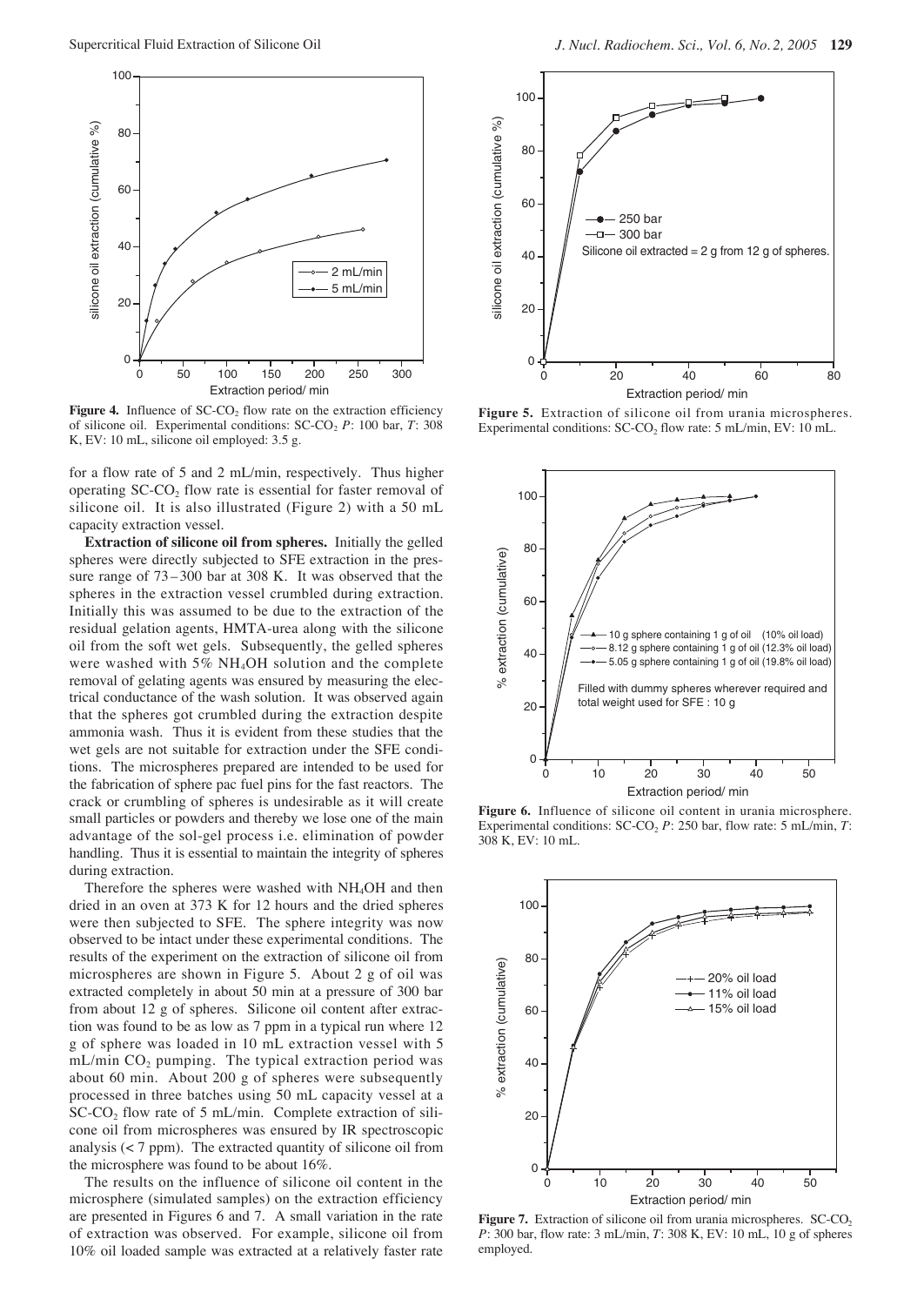**Figure 4.** Influence of SC-$CO_2$ flow rate on the extraction efficiency of silicone oil. Experimental conditions: SC-$CO_2$ *P*: 100 bar, *T*: 308 K, EV: 10 mL, silicone oil employed: 3.5 g.

for a flow rate of 5 and 2 mL/min, respectively. Thus higher operating SC-$CO_2$ flow rate is essential for faster removal of silicone oil. It is also illustrated (Figure 2) with a 50 mL capacity extraction vessel.

**Extraction of silicone oil from spheres.** Initially the gelled spheres were directly subjected to SFE extraction in the pressure range of 73 – 300 bar at 308 K. It was observed that the spheres in the extraction vessel crumbled during extraction. Initially this was assumed to be due to the extraction of the residual gelation agents, HMTA-urea along with the silicone oil from the soft wet gels. Subsequently, the gelled spheres were washed with 5% $NH_4OH$ solution and the complete removal of gelating agents was ensured by measuring the electrical conductance of the wash solution. It was observed again that the spheres got crumbled during the extraction despite ammonia wash. Thus it is evident from these studies that the wet gels are not suitable for extraction under the SFE conditions. The microspheres prepared are intended to be used for the fabrication of sphere pac fuel pins for the fast reactors. The crack or crumbling of spheres is undesirable as it will create small particles or powders and thereby we lose one of the main advantage of the sol-gel process i.e. elimination of powder handling. Thus it is essential to maintain the integrity of spheres during extraction.

Therefore the spheres were washed with $NH_4OH$ and then dried in an oven at 373 K for 12 hours and the dried spheres were then subjected to SFE. The sphere integrity was now observed to be intact under these experimental conditions. The results of the experiment on the extraction of silicone oil from microspheres are shown in Figure 5. About 2 g of oil was extracted completely in about 50 min at a pressure of 300 bar from about 12 g of spheres. Silicone oil content after extraction was found to be as low as 7 ppm in a typical run where 12 g of sphere was loaded in 10 mL extraction vessel with 5 mL/min $CO_2$ pumping. The typical extraction period was about 60 min. About 200 g of spheres were subsequently processed in three batches using 50 mL capacity vessel at a SC-$CO_2$ flow rate of 5 mL/min. Complete extraction of silicone oil from microspheres was ensured by IR spectroscopic analysis (< 7 ppm). The extracted quantity of silicone oil from the microsphere was found to be about 16%.

The results on the influence of silicone oil content in the microsphere (simulated samples) on the extraction efficiency are presented in Figures 6 and 7. A small variation in the rate of extraction was observed. For example, silicone oil from 10% oil loaded sample was extracted at a relatively faster rate

**Figure 5.** Extraction of silicone oil from urania microspheres. Experimental conditions: SC-$CO_2$ flow rate: 5 mL/min, EV: 10 mL.

**Figure 6.** Influence of silicone oil content in urania microsphere. Experimental conditions: SC-$CO_2$ *P*: 250 bar, flow rate: 5 mL/min, *T*: 308 K, EV: 10 mL.

**Figure 7.** Extraction of silicone oil from urania microspheres. SC-$CO_2$ *P*: 300 bar, flow rate: 3 mL/min, *T*: 308 K, EV: 10 mL, 10 g of spheres employed.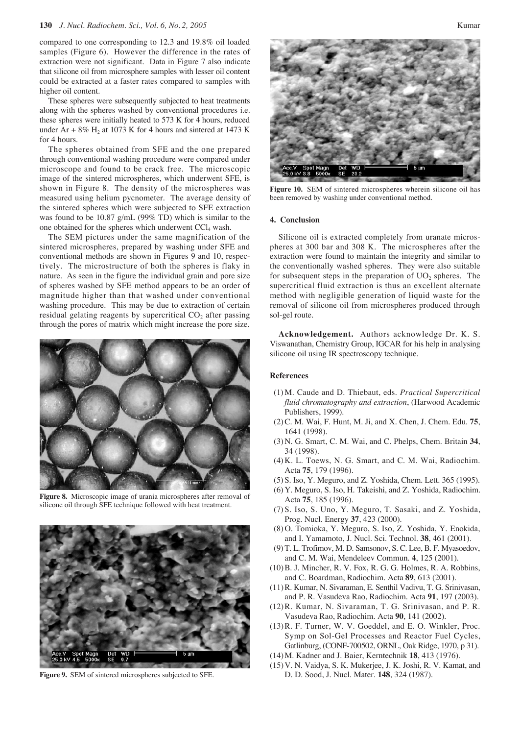compared to one corresponding to 12.3 and 19.8% oil loaded samples (Figure 6). However the difference in the rates of extraction were not significant. Data in Figure 7 also indicate that silicone oil from microsphere samples with lesser oil content could be extracted at a faster rates compared to samples with higher oil content.

These spheres were subsequently subjected to heat treatments along with the spheres washed by conventional procedures i.e. these spheres were initially heated to 573 K for 4 hours, reduced under Ar + 8% $H_2$ at 1073 K for 4 hours and sintered at 1473 K for 4 hours.

The spheres obtained from SFE and the one prepared through conventional washing procedure were compared under microscope and found to be crack free. The microscopic image of the sintered microspheres, which underwent SFE, is shown in Figure 8. The density of the microspheres was measured using helium pycnometer. The average density of the sintered spheres which were subjected to SFE extraction was found to be 10.87 g/mL (99% TD) which is similar to the one obtained for the spheres which underwent $CCl_4$ wash.

The SEM pictures under the same magnification of the sintered microspheres, prepared by washing under SFE and conventional methods are shown in Figures 9 and 10, respectively. The microstructure of both the spheres is flaky in nature. As seen in the figure the individual grain and pore size of spheres washed by SFE method appears to be an order of magnitude higher than that washed under conventional washing procedure. This may be due to extraction of certain residual gelating reagents by supercritical $CO_2$ after passing through the pores of matrix which might increase the pore size.

**Figure 8.** Microscopic image of urania microspheres after removal of silicone oil through SFE technique followed with heat treatment.

**Figure 9.** SEM of sintered microspheres subjected to SFE.

**Figure 10.** SEM of sintered microspheres wherein silicone oil has been removed by washing under conventional method.

## 4. Conclusion

Silicone oil is extracted completely from uranate microspheres at 300 bar and 308 K. The microspheres after the extraction were found to maintain the integrity and similar to the conventionally washed spheres. They were also suitable for subsequent steps in the preparation of $UO_2$ spheres. The supercritical fluid extraction is thus an excellent alternate method with negligible generation of liquid waste for the removal of silicone oil from microspheres produced through sol-gel route.

**Acknowledgement.** Authors acknowledge Dr. K. S. Viswanathan, Chemistry Group, IGCAR for his help in analysing silicone oil using IR spectroscopy technique.

## References

(1) M. Caude and D. Thiebaut, eds. *Practical Supercritical fluid chromatography and extraction*, (Harwood Academic Publishers, 1999).

(2) C. M. Wai, F. Hunt, M. Ji, and X. Chen, J. Chem. Edu. **75**, 1641 (1998).

(3) N. G. Smart, C. M. Wai, and C. Phelps, Chem. Britain **34**, 34 (1998).

(4) K. L. Toews, N. G. Smart, and C. M. Wai, Radiochim. Acta **75**, 179 (1996).

(5) S. Iso, Y. Meguro, and Z. Yoshida, Chem. Lett. 365 (1995).

(6) Y. Meguro, S. Iso, H. Takeishi, and Z. Yoshida, Radiochim. Acta **75**, 185 (1996).

(7) S. Iso, S. Uno, Y. Meguro, T. Sasaki, and Z. Yoshida, Prog. Nucl. Energy **37**, 423 (2000).

(8) O. Tomioka, Y. Meguro, S. Iso, Z. Yoshida, Y. Enokida, and I. Yamamoto, J. Nucl. Sci. Technol. **38**, 461 (2001).

(9) T. L. Trofimov, M. D. Samsonov, S. C. Lee, B. F. Myasoedov, and C. M. Wai, Mendeleev Commun. **4**, 125 (2001).

(10) B. J. Mincher, R. V. Fox, R. G. G. Holmes, R. A. Robbins, and C. Boardman, Radiochim. Acta **89**, 613 (2001).

(11) R. Kumar, N. Sivaraman, E. Senthil Vadivu, T. G. Srinivasan, and P. R. Vasudeva Rao, Radiochim. Acta **91**, 197 (2003).

(12) R. Kumar, N. Sivaraman, T. G. Srinivasan, and P. R. Vasudeva Rao, Radiochim. Acta **90**, 141 (2002).

(13) R. F. Turner, W. V. Goeddel, and E. O. Winkler, Proc. Symp on Sol-Gel Processes and Reactor Fuel Cycles, Gatlinburg, (CONF-700502, ORNL, Oak Ridge, 1970, p 31).

(14) M. Kadner and J. Baier, Kerntechnik **18**, 413 (1976).

(15) V. N. Vaidya, S. K. Mukerjee, J. K. Joshi, R. V. Kamat, and D. D. Sood, J. Nucl. Mater. **148**, 324 (1987).